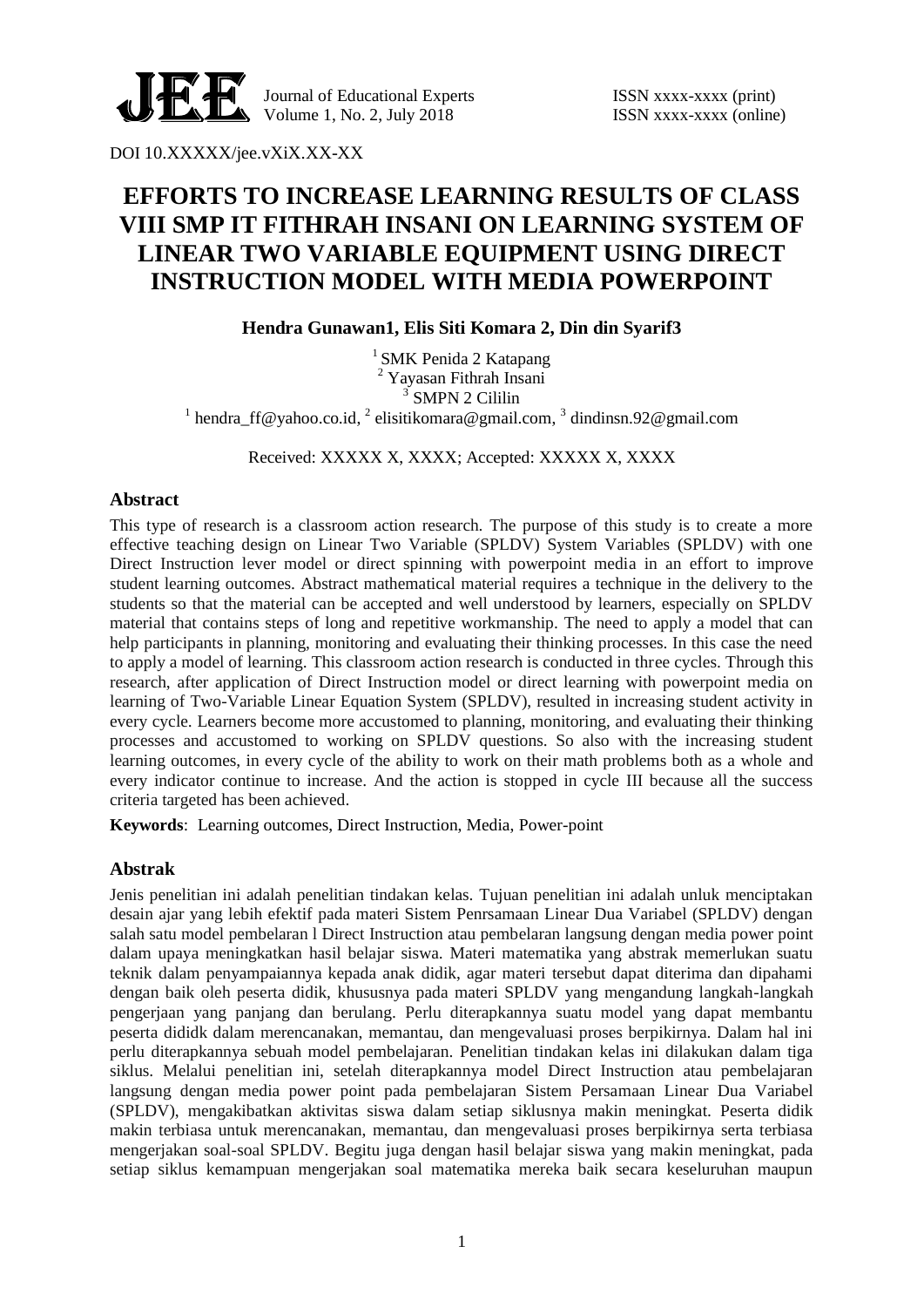DOI 10.XXXXX/jee.vXiX.XX-XX

# EFFORTS TO INCREASE LEARNING RESULTS OF CLASS VIII SMP IT FITHRAH INSANI ON LEARNING SYSTEM OF LINEAR TWO VARIABLE EQUIPMENT USING DIRECT INSTRUCTION MODEL WITH MEDIA POWERPOINT

**Hendra Gunawan1, Elis Siti Komara 2, Din din Syarif3**

[1] SMK Penida 2 Katapang
[2] Yayasan Fithrah Insani
[3] SMPN 2 Cililin
[1] hendra_ff@yahoo.co.id, [2] elisitikomara@gmail.com, [3] dindinsn.92@gmail.com

Received: XXXXX X, XXXX; Accepted: XXXXX X, XXXX

## Abstract

This type of research is a classroom action research. The purpose of this study is to create a more effective teaching design on Linear Two Variable (SPLDV) System Variables (SPLDV) with one Direct Instruction lever model or direct spinning with powerpoint media in an effort to improve student learning outcomes. Abstract mathematical material requires a technique in the delivery to the students so that the material can be accepted and well understood by learners, especially on SPLDV material that contains steps of long and repetitive workmanship. The need to apply a model that can help participants in planning, monitoring and evaluating their thinking processes. In this case the need to apply a model of learning. This classroom action research is conducted in three cycles. Through this research, after application of Direct Instruction model or direct learning with powerpoint media on learning of Two-Variable Linear Equation System (SPLDV), resulted in increasing student activity in every cycle. Learners become more accustomed to planning, monitoring, and evaluating their thinking processes and accustomed to working on SPLDV questions. So also with the increasing student learning outcomes, in every cycle of the ability to work on their math problems both as a whole and every indicator continue to increase. And the action is stopped in cycle III because all the success criteria targeted has been achieved.

**Keywords**: Learning outcomes, Direct Instruction, Media, Power-point

## Abstrak

Jenis penelitian ini adalah penelitian tindakan kelas. Tujuan penelitian ini adalah unluk menciptakan desain ajar yang lebih efektif pada materi Sistem Penrsamaan Linear Dua Variabel (SPLDV) dengan salah satu model pembelaran l Direct Instruction atau pembelaran langsung dengan media power point dalam upaya meningkatkan hasil belajar siswa. Materi matematika yang abstrak memerlukan suatu teknik dalam penyampaiannya kepada anak didik, agar materi tersebut dapat diterima dan dipahami dengan baik oleh peserta didik, khususnya pada materi SPLDV yang mengandung langkah-langkah pengerjaan yang panjang dan berulang. Perlu diterapkannya suatu model yang dapat membantu peserta dididk dalam merencanakan, memantau, dan mengevaluasi proses berpikirnya. Dalam hal ini perlu diterapkannya sebuah model pembelajaran. Penelitian tindakan kelas ini dilakukan dalam tiga siklus. Melalui penelitian ini, setelah diterapkannya model Direct Instruction atau pembelajaran langsung dengan media power point pada pembelajaran Sistem Persamaan Linear Dua Variabel (SPLDV), mengakibatkan aktivitas siswa dalam setiap siklusnya makin meningkat. Peserta didik makin terbiasa untuk merencanakan, memantau, dan mengevaluasi proses berpikirnya serta terbiasa mengerjakan soal-soal SPLDV. Begitu juga dengan hasil belajar siswa yang makin meningkat, pada setiap siklus kemampuan mengerjakan soal matematika mereka baik secara keseluruhan maupun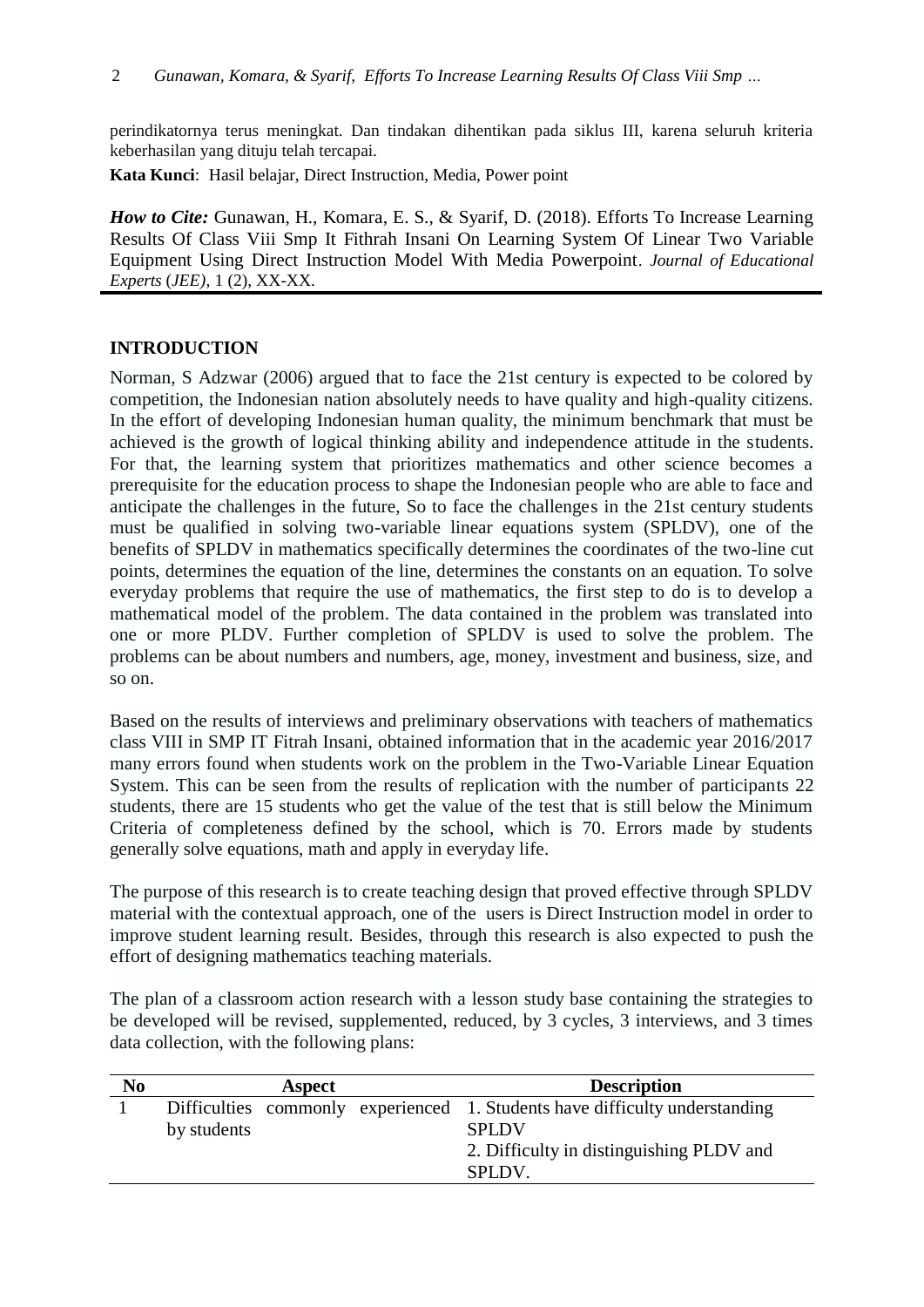perindikatornya terus meningkat. Dan tindakan dihentikan pada siklus III, karena seluruh kriteria keberhasilan yang dituju telah tercapai.

**Kata Kunci**: Hasil belajar, Direct Instruction, Media, Power point

***How to Cite:*** Gunawan, H., Komara, E. S., & Syarif, D. (2018). Efforts To Increase Learning Results Of Class Viii Smp It Fithrah Insani On Learning System Of Linear Two Variable Equipment Using Direct Instruction Model With Media Powerpoint. *Journal of Educational Experts* (*JEE)*, 1 (2), XX-XX.

## INTRODUCTION

Norman, S Adzwar (2006) argued that to face the 21st century is expected to be colored by competition, the Indonesian nation absolutely needs to have quality and high-quality citizens. In the effort of developing Indonesian human quality, the minimum benchmark that must be achieved is the growth of logical thinking ability and independence attitude in the students. For that, the learning system that prioritizes mathematics and other science becomes a prerequisite for the education process to shape the Indonesian people who are able to face and anticipate the challenges in the future, So to face the challenges in the 21st century students must be qualified in solving two-variable linear equations system (SPLDV), one of the benefits of SPLDV in mathematics specifically determines the coordinates of the two-line cut points, determines the equation of the line, determines the constants on an equation. To solve everyday problems that require the use of mathematics, the first step to do is to develop a mathematical model of the problem. The data contained in the problem was translated into one or more PLDV. Further completion of SPLDV is used to solve the problem. The problems can be about numbers and numbers, age, money, investment and business, size, and so on.

Based on the results of interviews and preliminary observations with teachers of mathematics class VIII in SMP IT Fitrah Insani, obtained information that in the academic year 2016/2017 many errors found when students work on the problem in the Two-Variable Linear Equation System. This can be seen from the results of replication with the number of participants 22 students, there are 15 students who get the value of the test that is still below the Minimum Criteria of completeness defined by the school, which is 70. Errors made by students generally solve equations, math and apply in everyday life.

The purpose of this research is to create teaching design that proved effective through SPLDV material with the contextual approach, one of the users is Direct Instruction model in order to improve student learning result. Besides, through this research is also expected to push the effort of designing mathematics teaching materials.

The plan of a classroom action research with a lesson study base containing the strategies to be developed will be revised, supplemented, reduced, by 3 cycles, 3 interviews, and 3 times data collection, with the following plans:

| No | Aspect | Description |
|---|---|---|
| 1 | Difficulties commonly experienced by students | 1. Students have difficulty understanding SPLDV<br>2. Difficulty in distinguishing PLDV and SPLDV. |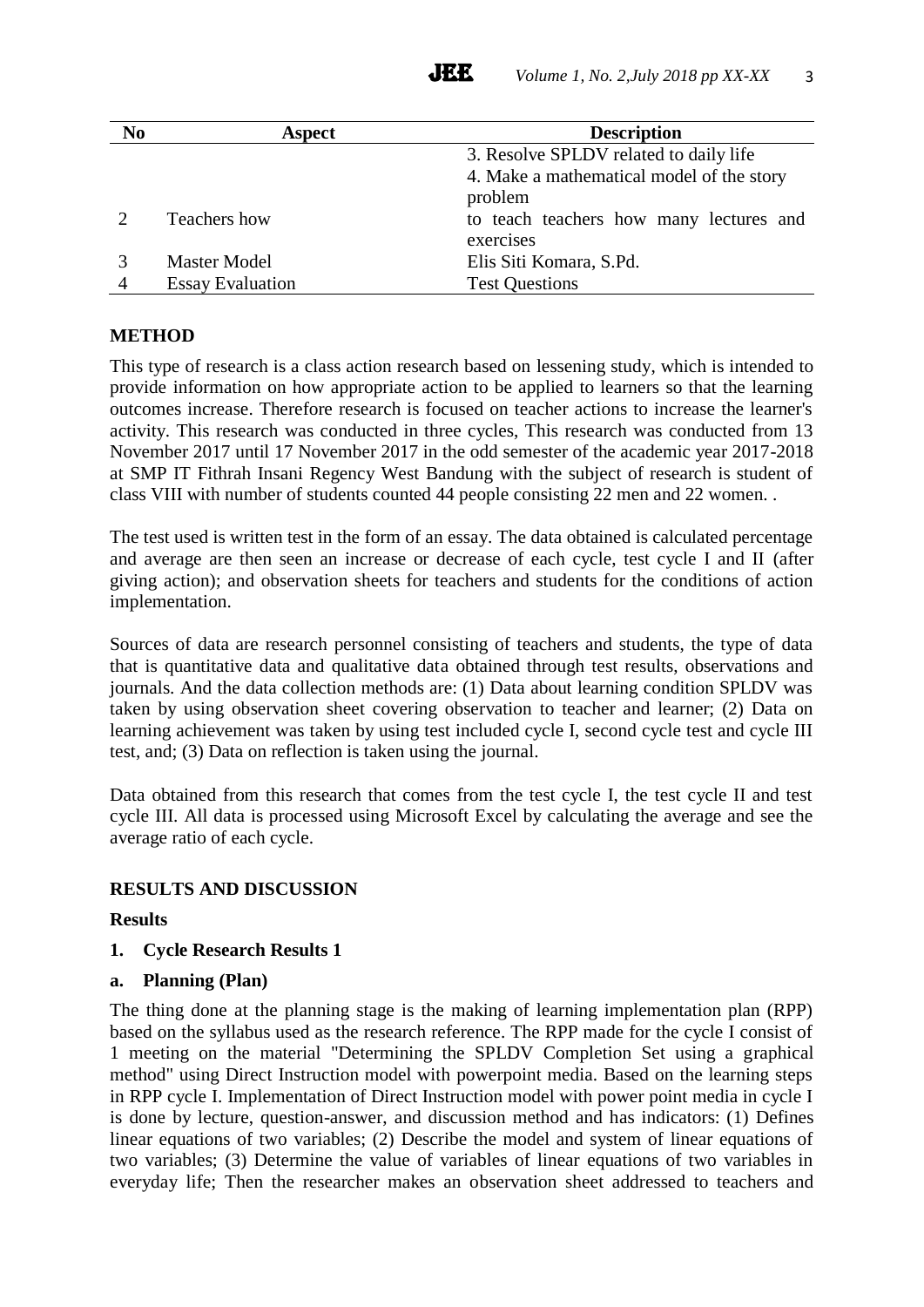| No | Aspect | Description |
|---|---|---|
| | | 3. Resolve SPLDV related to daily life<br>4. Make a mathematical model of the story problem |
| 2 | Teachers how | to teach teachers how many lectures and exercises |
| 3 | Master Model | Elis Siti Komara, S.Pd. |
| 4 | Essay Evaluation | Test Questions |

## METHOD

This type of research is a class action research based on lessening study, which is intended to provide information on how appropriate action to be applied to learners so that the learning outcomes increase. Therefore research is focused on teacher actions to increase the learner's activity. This research was conducted in three cycles, This research was conducted from 13 November 2017 until 17 November 2017 in the odd semester of the academic year 2017-2018 at SMP IT Fithrah Insani Regency West Bandung with the subject of research is student of class VIII with number of students counted 44 people consisting 22 men and 22 women. .

The test used is written test in the form of an essay. The data obtained is calculated percentage and average are then seen an increase or decrease of each cycle, test cycle I and II (after giving action); and observation sheets for teachers and students for the conditions of action implementation.

Sources of data are research personnel consisting of teachers and students, the type of data that is quantitative data and qualitative data obtained through test results, observations and journals. And the data collection methods are: (1) Data about learning condition SPLDV was taken by using observation sheet covering observation to teacher and learner; (2) Data on learning achievement was taken by using test included cycle I, second cycle test and cycle III test, and; (3) Data on reflection is taken using the journal.

Data obtained from this research that comes from the test cycle I, the test cycle II and test cycle III. All data is processed using Microsoft Excel by calculating the average and see the average ratio of each cycle.

## RESULTS AND DISCUSSION

### Results

**1. Cycle Research Results 1**

**a. Planning (Plan)**

The thing done at the planning stage is the making of learning implementation plan (RPP) based on the syllabus used as the research reference. The RPP made for the cycle I consist of 1 meeting on the material "Determining the SPLDV Completion Set using a graphical method" using Direct Instruction model with powerpoint media. Based on the learning steps in RPP cycle I. Implementation of Direct Instruction model with power point media in cycle I is done by lecture, question-answer, and discussion method and has indicators: (1) Defines linear equations of two variables; (2) Describe the model and system of linear equations of two variables; (3) Determine the value of variables of linear equations of two variables in everyday life; Then the researcher makes an observation sheet addressed to teachers and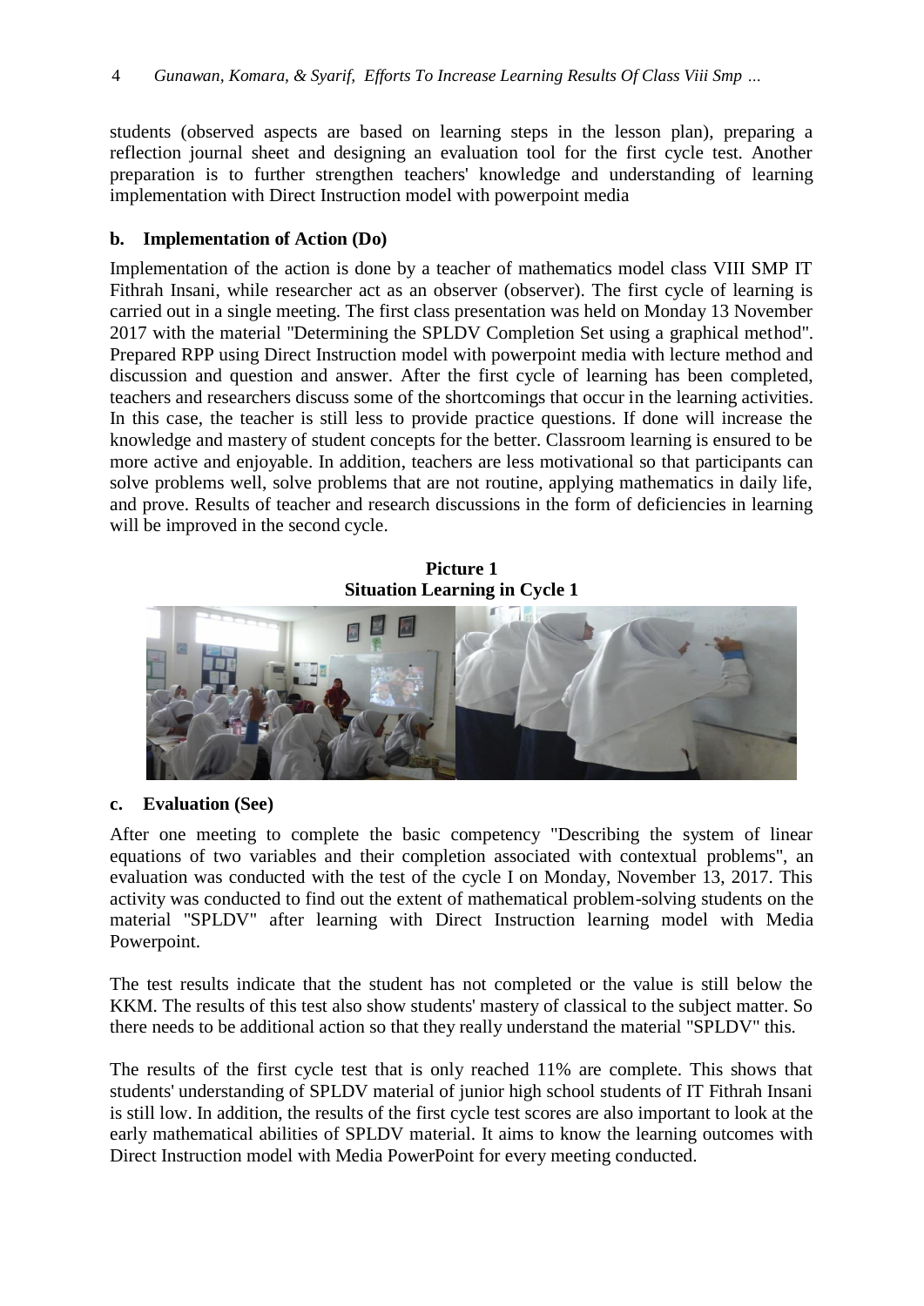students (observed aspects are based on learning steps in the lesson plan), preparing a reflection journal sheet and designing an evaluation tool for the first cycle test. Another preparation is to further strengthen teachers' knowledge and understanding of learning implementation with Direct Instruction model with powerpoint media

### b. Implementation of Action (Do)

Implementation of the action is done by a teacher of mathematics model class VIII SMP IT Fithrah Insani, while researcher act as an observer (observer). The first cycle of learning is carried out in a single meeting. The first class presentation was held on Monday 13 November 2017 with the material "Determining the SPLDV Completion Set using a graphical method". Prepared RPP using Direct Instruction model with powerpoint media with lecture method and discussion and question and answer. After the first cycle of learning has been completed, teachers and researchers discuss some of the shortcomings that occur in the learning activities. In this case, the teacher is still less to provide practice questions. If done will increase the knowledge and mastery of student concepts for the better. Classroom learning is ensured to be more active and enjoyable. In addition, teachers are less motivational so that participants can solve problems well, solve problems that are not routine, applying mathematics in daily life, and prove. Results of teacher and research discussions in the form of deficiencies in learning will be improved in the second cycle.

**Picture 1**
**Situation Learning in Cycle 1**

### c. Evaluation (See)

After one meeting to complete the basic competency "Describing the system of linear equations of two variables and their completion associated with contextual problems", an evaluation was conducted with the test of the cycle I on Monday, November 13, 2017. This activity was conducted to find out the extent of mathematical problem-solving students on the material "SPLDV" after learning with Direct Instruction learning model with Media Powerpoint.

The test results indicate that the student has not completed or the value is still below the KKM. The results of this test also show students' mastery of classical to the subject matter. So there needs to be additional action so that they really understand the material "SPLDV" this.

The results of the first cycle test that is only reached 11% are complete. This shows that students' understanding of SPLDV material of junior high school students of IT Fithrah Insani is still low. In addition, the results of the first cycle test scores are also important to look at the early mathematical abilities of SPLDV material. It aims to know the learning outcomes with Direct Instruction model with Media PowerPoint for every meeting conducted.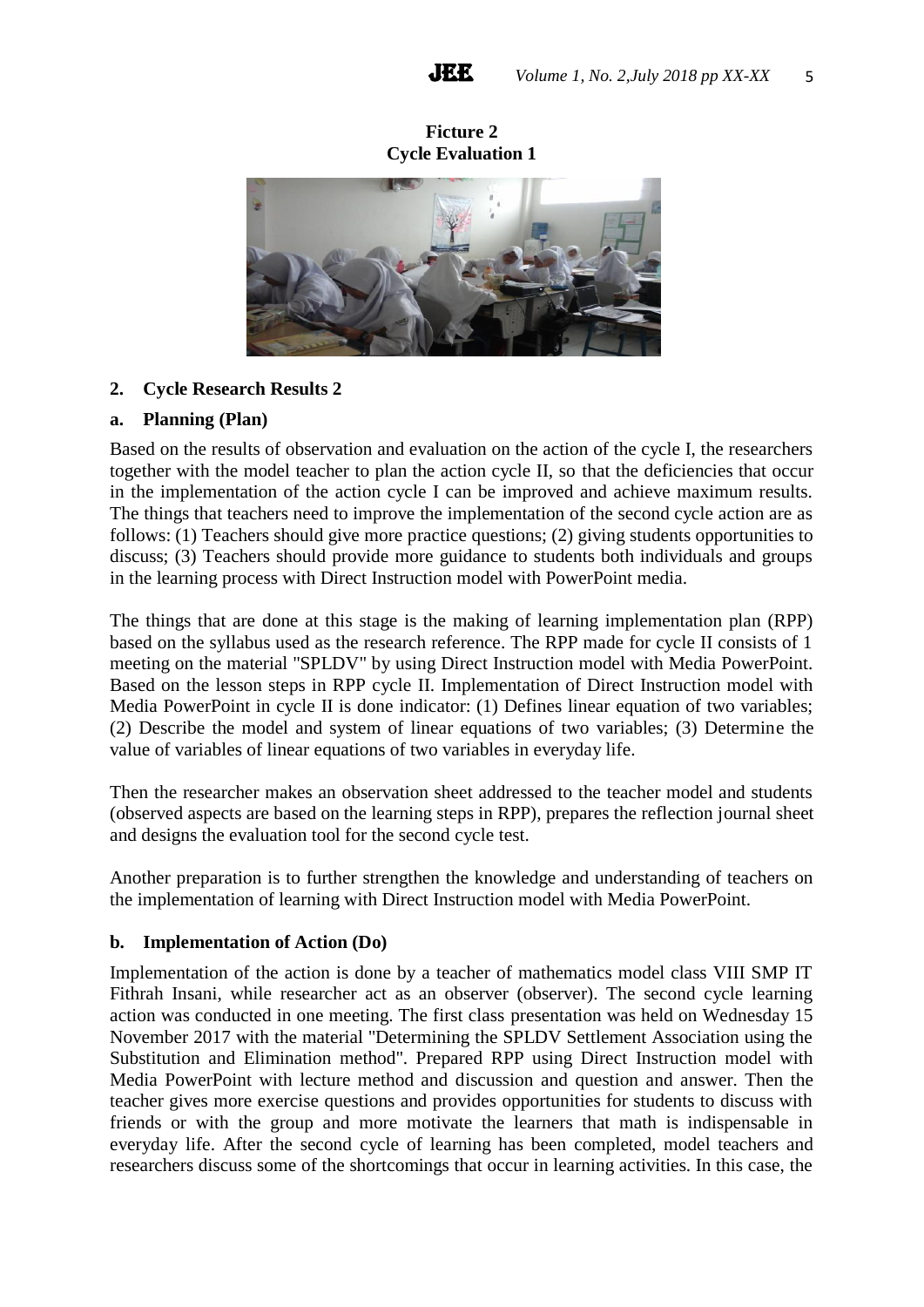**Ficture 2**
**Cycle Evaluation 1**

**2. Cycle Research Results 2**

**a. Planning (Plan)**

Based on the results of observation and evaluation on the action of the cycle I, the researchers together with the model teacher to plan the action cycle II, so that the deficiencies that occur in the implementation of the action cycle I can be improved and achieve maximum results. The things that teachers need to improve the implementation of the second cycle action are as follows: (1) Teachers should give more practice questions; (2) giving students opportunities to discuss; (3) Teachers should provide more guidance to students both individuals and groups in the learning process with Direct Instruction model with PowerPoint media.

The things that are done at this stage is the making of learning implementation plan (RPP) based on the syllabus used as the research reference. The RPP made for cycle II consists of 1 meeting on the material "SPLDV" by using Direct Instruction model with Media PowerPoint. Based on the lesson steps in RPP cycle II. Implementation of Direct Instruction model with Media PowerPoint in cycle II is done indicator: (1) Defines linear equation of two variables; (2) Describe the model and system of linear equations of two variables; (3) Determine the value of variables of linear equations of two variables in everyday life.

Then the researcher makes an observation sheet addressed to the teacher model and students (observed aspects are based on the learning steps in RPP), prepares the reflection journal sheet and designs the evaluation tool for the second cycle test.

Another preparation is to further strengthen the knowledge and understanding of teachers on the implementation of learning with Direct Instruction model with Media PowerPoint.

**b. Implementation of Action (Do)**

Implementation of the action is done by a teacher of mathematics model class VIII SMP IT Fithrah Insani, while researcher act as an observer (observer). The second cycle learning action was conducted in one meeting. The first class presentation was held on Wednesday 15 November 2017 with the material "Determining the SPLDV Settlement Association using the Substitution and Elimination method". Prepared RPP using Direct Instruction model with Media PowerPoint with lecture method and discussion and question and answer. Then the teacher gives more exercise questions and provides opportunities for students to discuss with friends or with the group and more motivate the learners that math is indispensable in everyday life. After the second cycle of learning has been completed, model teachers and researchers discuss some of the shortcomings that occur in learning activities. In this case, the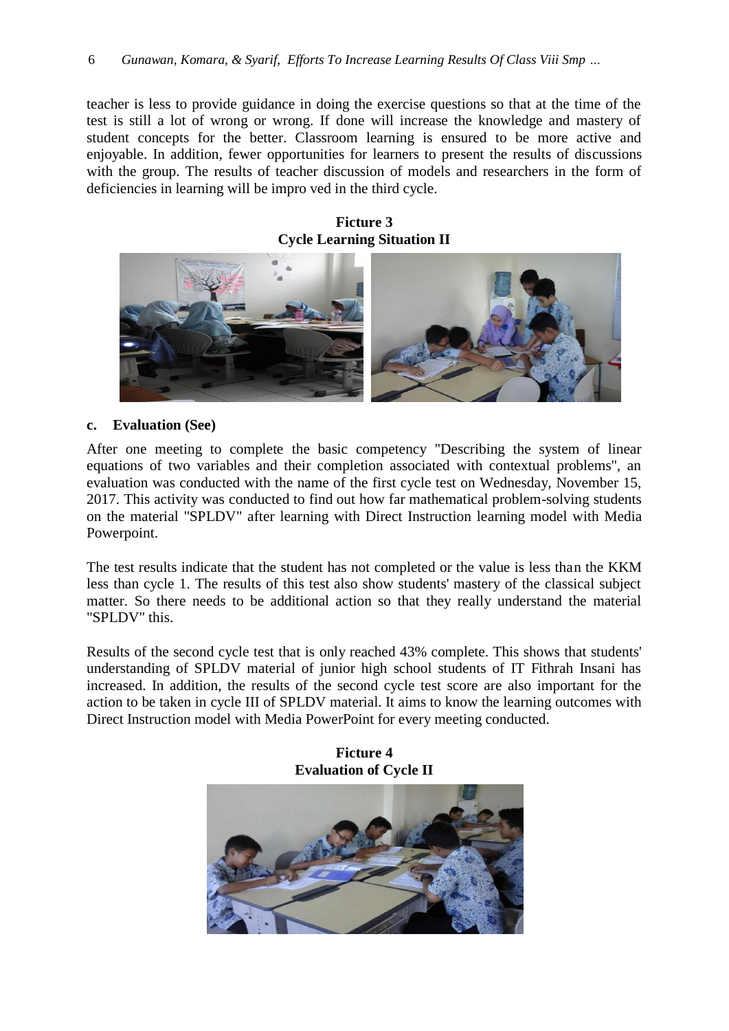teacher is less to provide guidance in doing the exercise questions so that at the time of the test is still a lot of wrong or wrong. If done will increase the knowledge and mastery of student concepts for the better. Classroom learning is ensured to be more active and enjoyable. In addition, fewer opportunities for learners to present the results of discussions with the group. The results of teacher discussion of models and researchers in the form of deficiencies in learning will be impro ved in the third cycle.

**Ficture 3**
**Cycle Learning Situation II**

**c. Evaluation (See)**

After one meeting to complete the basic competency "Describing the system of linear equations of two variables and their completion associated with contextual problems", an evaluation was conducted with the name of the first cycle test on Wednesday, November 15, 2017. This activity was conducted to find out how far mathematical problem-solving students on the material "SPLDV" after learning with Direct Instruction learning model with Media Powerpoint.

The test results indicate that the student has not completed or the value is less than the KKM less than cycle 1. The results of this test also show students' mastery of the classical subject matter. So there needs to be additional action so that they really understand the material "SPLDV" this.

Results of the second cycle test that is only reached 43% complete. This shows that students' understanding of SPLDV material of junior high school students of IT Fithrah Insani has increased. In addition, the results of the second cycle test score are also important for the action to be taken in cycle III of SPLDV material. It aims to know the learning outcomes with Direct Instruction model with Media PowerPoint for every meeting conducted.

**Ficture 4**
**Evaluation of Cycle II**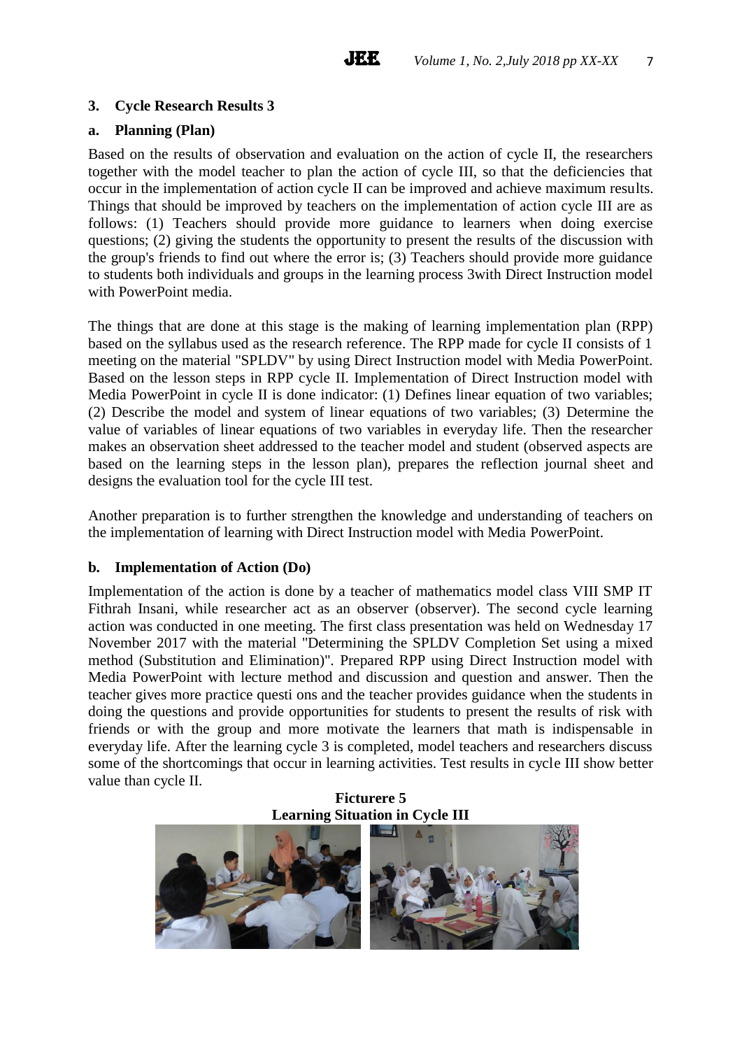### 3. Cycle Research Results 3

#### a. Planning (Plan)

Based on the results of observation and evaluation on the action of cycle II, the researchers together with the model teacher to plan the action of cycle III, so that the deficiencies that occur in the implementation of action cycle II can be improved and achieve maximum results. Things that should be improved by teachers on the implementation of action cycle III are as follows: (1) Teachers should provide more guidance to learners when doing exercise questions; (2) giving the students the opportunity to present the results of the discussion with the group's friends to find out where the error is; (3) Teachers should provide more guidance to students both individuals and groups in the learning process 3with Direct Instruction model with PowerPoint media.

The things that are done at this stage is the making of learning implementation plan (RPP) based on the syllabus used as the research reference. The RPP made for cycle II consists of 1 meeting on the material "SPLDV" by using Direct Instruction model with Media PowerPoint. Based on the lesson steps in RPP cycle II. Implementation of Direct Instruction model with Media PowerPoint in cycle II is done indicator: (1) Defines linear equation of two variables; (2) Describe the model and system of linear equations of two variables; (3) Determine the value of variables of linear equations of two variables in everyday life. Then the researcher makes an observation sheet addressed to the teacher model and student (observed aspects are based on the learning steps in the lesson plan), prepares the reflection journal sheet and designs the evaluation tool for the cycle III test.

Another preparation is to further strengthen the knowledge and understanding of teachers on the implementation of learning with Direct Instruction model with Media PowerPoint.

#### b. Implementation of Action (Do)

Implementation of the action is done by a teacher of mathematics model class VIII SMP IT Fithrah Insani, while researcher act as an observer (observer). The second cycle learning action was conducted in one meeting. The first class presentation was held on Wednesday 17 November 2017 with the material "Determining the SPLDV Completion Set using a mixed method (Substitution and Elimination)". Prepared RPP using Direct Instruction model with Media PowerPoint with lecture method and discussion and question and answer. Then the teacher gives more practice questi ons and the teacher provides guidance when the students in doing the questions and provide opportunities for students to present the results of risk with friends or with the group and more motivate the learners that math is indispensable in everyday life. After the learning cycle 3 is completed, model teachers and researchers discuss some of the shortcomings that occur in learning activities. Test results in cycle III show better value than cycle II.

**Ficturere 5**
**Learning Situation in Cycle III**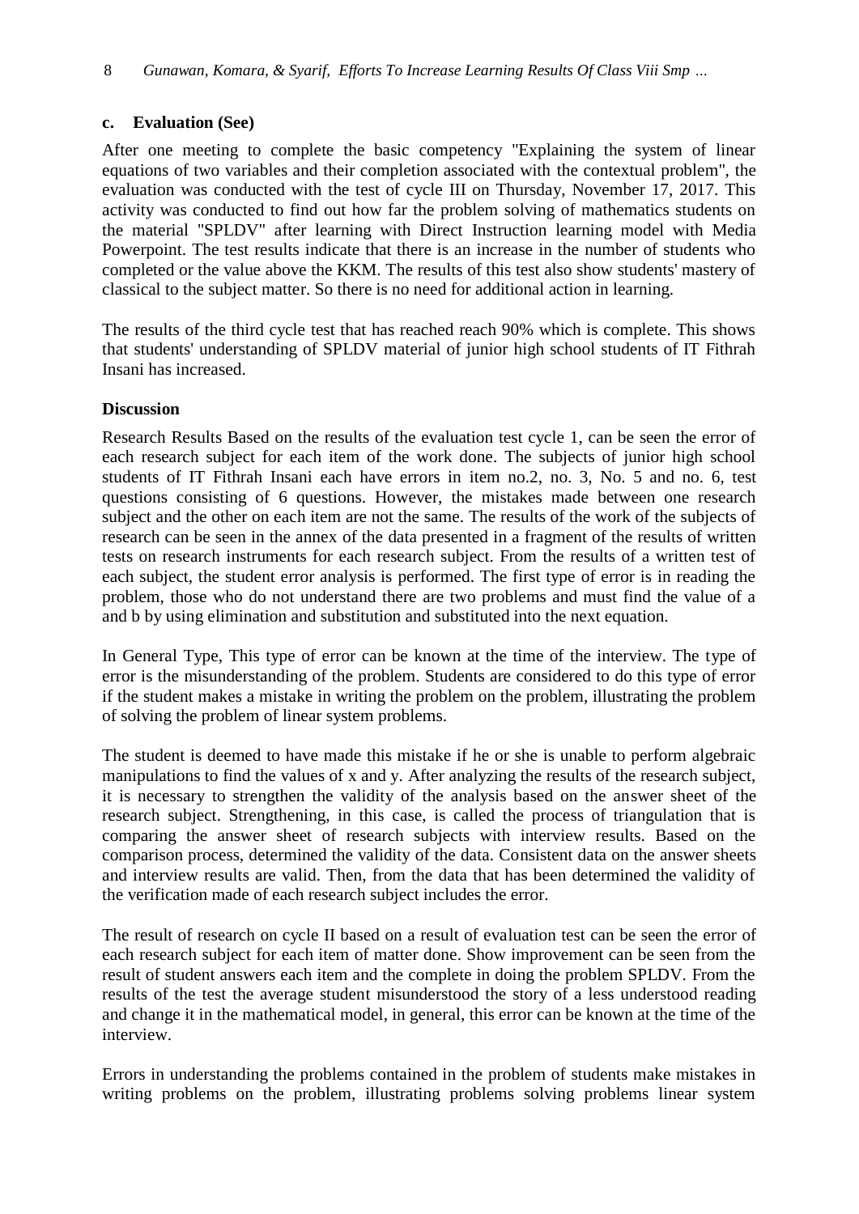### c. Evaluation (See)

After one meeting to complete the basic competency "Explaining the system of linear equations of two variables and their completion associated with the contextual problem", the evaluation was conducted with the test of cycle III on Thursday, November 17, 2017. This activity was conducted to find out how far the problem solving of mathematics students on the material "SPLDV" after learning with Direct Instruction learning model with Media Powerpoint. The test results indicate that there is an increase in the number of students who completed or the value above the KKM. The results of this test also show students' mastery of classical to the subject matter. So there is no need for additional action in learning.

The results of the third cycle test that has reached reach 90% which is complete. This shows that students' understanding of SPLDV material of junior high school students of IT Fithrah Insani has increased.

## Discussion

Research Results Based on the results of the evaluation test cycle 1, can be seen the error of each research subject for each item of the work done. The subjects of junior high school students of IT Fithrah Insani each have errors in item no.2, no. 3, No. 5 and no. 6, test questions consisting of 6 questions. However, the mistakes made between one research subject and the other on each item are not the same. The results of the work of the subjects of research can be seen in the annex of the data presented in a fragment of the results of written tests on research instruments for each research subject. From the results of a written test of each subject, the student error analysis is performed. The first type of error is in reading the problem, those who do not understand there are two problems and must find the value of a and b by using elimination and substitution and substituted into the next equation.

In General Type, This type of error can be known at the time of the interview. The type of error is the misunderstanding of the problem. Students are considered to do this type of error if the student makes a mistake in writing the problem on the problem, illustrating the problem of solving the problem of linear system problems.

The student is deemed to have made this mistake if he or she is unable to perform algebraic manipulations to find the values of x and y. After analyzing the results of the research subject, it is necessary to strengthen the validity of the analysis based on the answer sheet of the research subject. Strengthening, in this case, is called the process of triangulation that is comparing the answer sheet of research subjects with interview results. Based on the comparison process, determined the validity of the data. Consistent data on the answer sheets and interview results are valid. Then, from the data that has been determined the validity of the verification made of each research subject includes the error.

The result of research on cycle II based on a result of evaluation test can be seen the error of each research subject for each item of matter done. Show improvement can be seen from the result of student answers each item and the complete in doing the problem SPLDV. From the results of the test the average student misunderstood the story of a less understood reading and change it in the mathematical model, in general, this error can be known at the time of the interview.

Errors in understanding the problems contained in the problem of students make mistakes in writing problems on the problem, illustrating problems solving problems linear system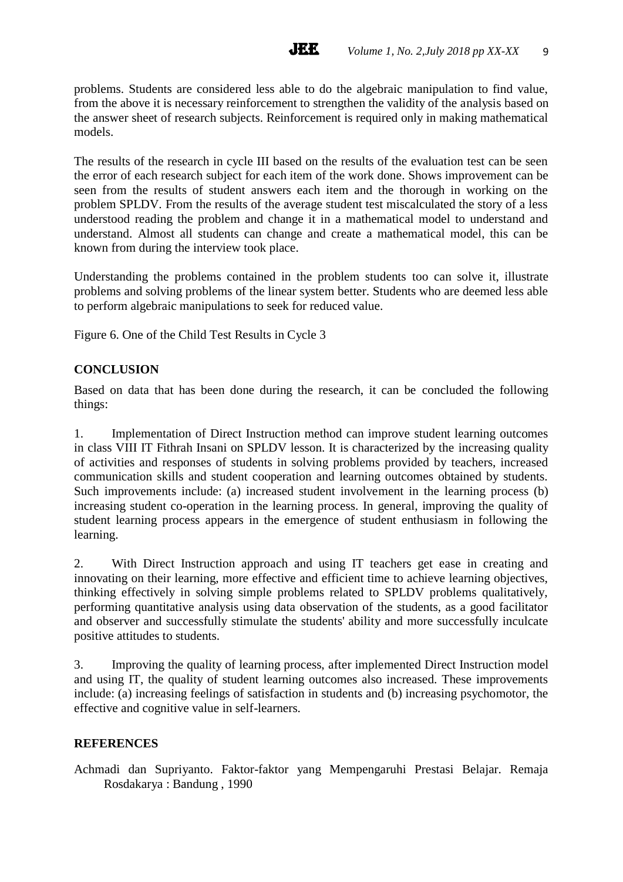problems. Students are considered less able to do the algebraic manipulation to find value, from the above it is necessary reinforcement to strengthen the validity of the analysis based on the answer sheet of research subjects. Reinforcement is required only in making mathematical models.

The results of the research in cycle III based on the results of the evaluation test can be seen the error of each research subject for each item of the work done. Shows improvement can be seen from the results of student answers each item and the thorough in working on the problem SPLDV. From the results of the average student test miscalculated the story of a less understood reading the problem and change it in a mathematical model to understand and understand. Almost all students can change and create a mathematical model, this can be known from during the interview took place.

Understanding the problems contained in the problem students too can solve it, illustrate problems and solving problems of the linear system better. Students who are deemed less able to perform algebraic manipulations to seek for reduced value.

Figure 6. One of the Child Test Results in Cycle 3

## CONCLUSION

Based on data that has been done during the research, it can be concluded the following things:

1. Implementation of Direct Instruction method can improve student learning outcomes in class VIII IT Fithrah Insani on SPLDV lesson. It is characterized by the increasing quality of activities and responses of students in solving problems provided by teachers, increased communication skills and student cooperation and learning outcomes obtained by students. Such improvements include: (a) increased student involvement in the learning process (b) increasing student co-operation in the learning process. In general, improving the quality of student learning process appears in the emergence of student enthusiasm in following the learning.

2. With Direct Instruction approach and using IT teachers get ease in creating and innovating on their learning, more effective and efficient time to achieve learning objectives, thinking effectively in solving simple problems related to SPLDV problems qualitatively, performing quantitative analysis using data observation of the students, as a good facilitator and observer and successfully stimulate the students' ability and more successfully inculcate positive attitudes to students.

3. Improving the quality of learning process, after implemented Direct Instruction model and using IT, the quality of student learning outcomes also increased. These improvements include: (a) increasing feelings of satisfaction in students and (b) increasing psychomotor, the effective and cognitive value in self-learners.

## REFERENCES

Achmadi dan Supriyanto. Faktor-faktor yang Mempengaruhi Prestasi Belajar. Remaja Rosdakarya : Bandung , 1990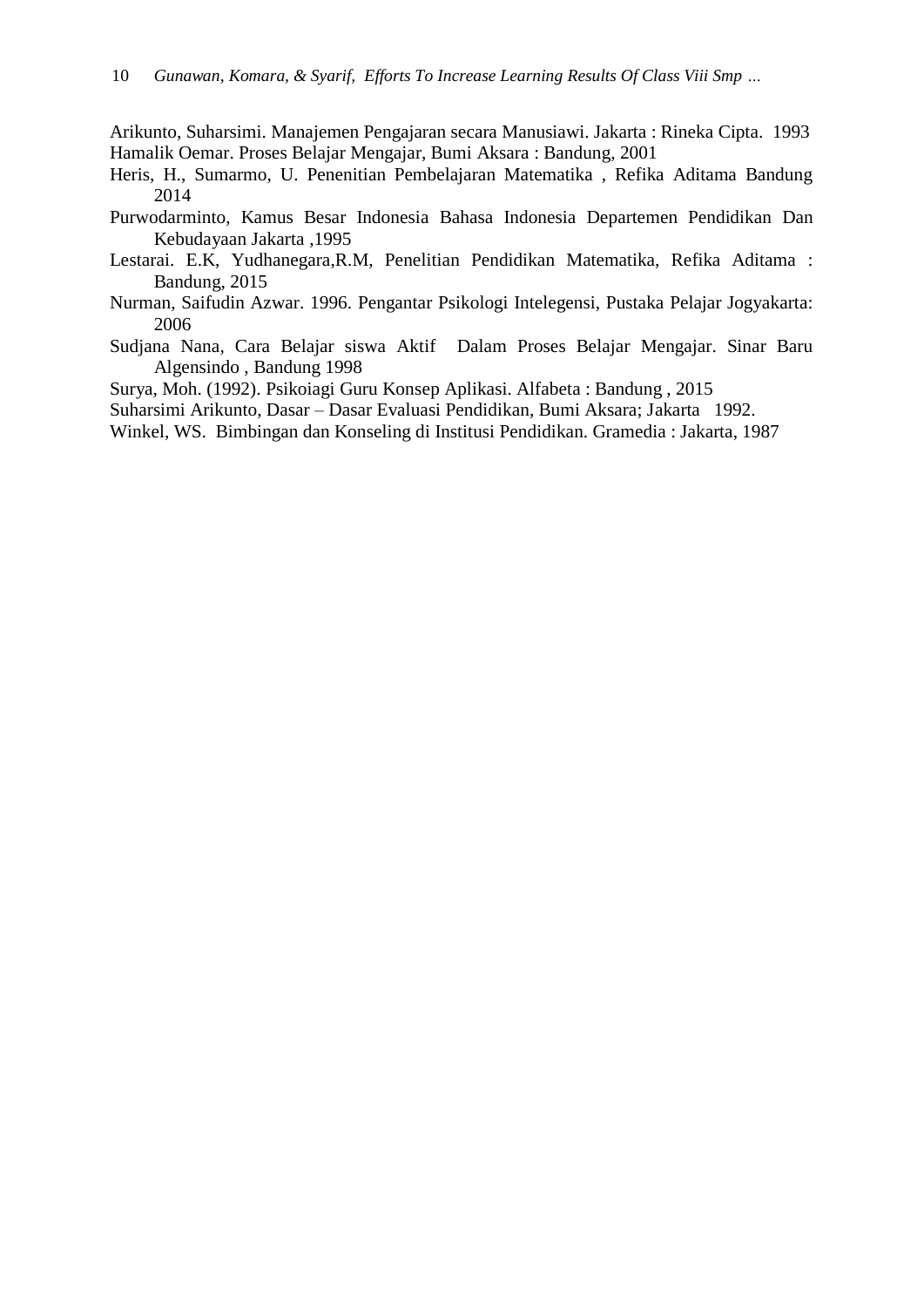Arikunto, Suharsimi. Manajemen Pengajaran secara Manusiawi. Jakarta : Rineka Cipta. 1993

Hamalik Oemar. Proses Belajar Mengajar, Bumi Aksara : Bandung, 2001

Heris, H., Sumarmo, U. Penenitian Pembelajaran Matematika , Refika Aditama Bandung 2014

Purwodarminto, Kamus Besar Indonesia Bahasa Indonesia Departemen Pendidikan Dan Kebudayaan Jakarta ,1995

Lestarai. E.K, Yudhanegara,R.M, Penelitian Pendidikan Matematika, Refika Aditama : Bandung, 2015

Nurman, Saifudin Azwar. 1996. Pengantar Psikologi Intelegensi, Pustaka Pelajar Jogyakarta: 2006

Sudjana Nana, Cara Belajar siswa Aktif Dalam Proses Belajar Mengajar. Sinar Baru Algensindo , Bandung 1998

Surya, Moh. (1992). Psikoiagi Guru Konsep Aplikasi. Alfabeta : Bandung , 2015

Suharsimi Arikunto, Dasar – Dasar Evaluasi Pendidikan, Bumi Aksara; Jakarta 1992.

Winkel, WS. Bimbingan dan Konseling di Institusi Pendidikan. Gramedia : Jakarta, 1987